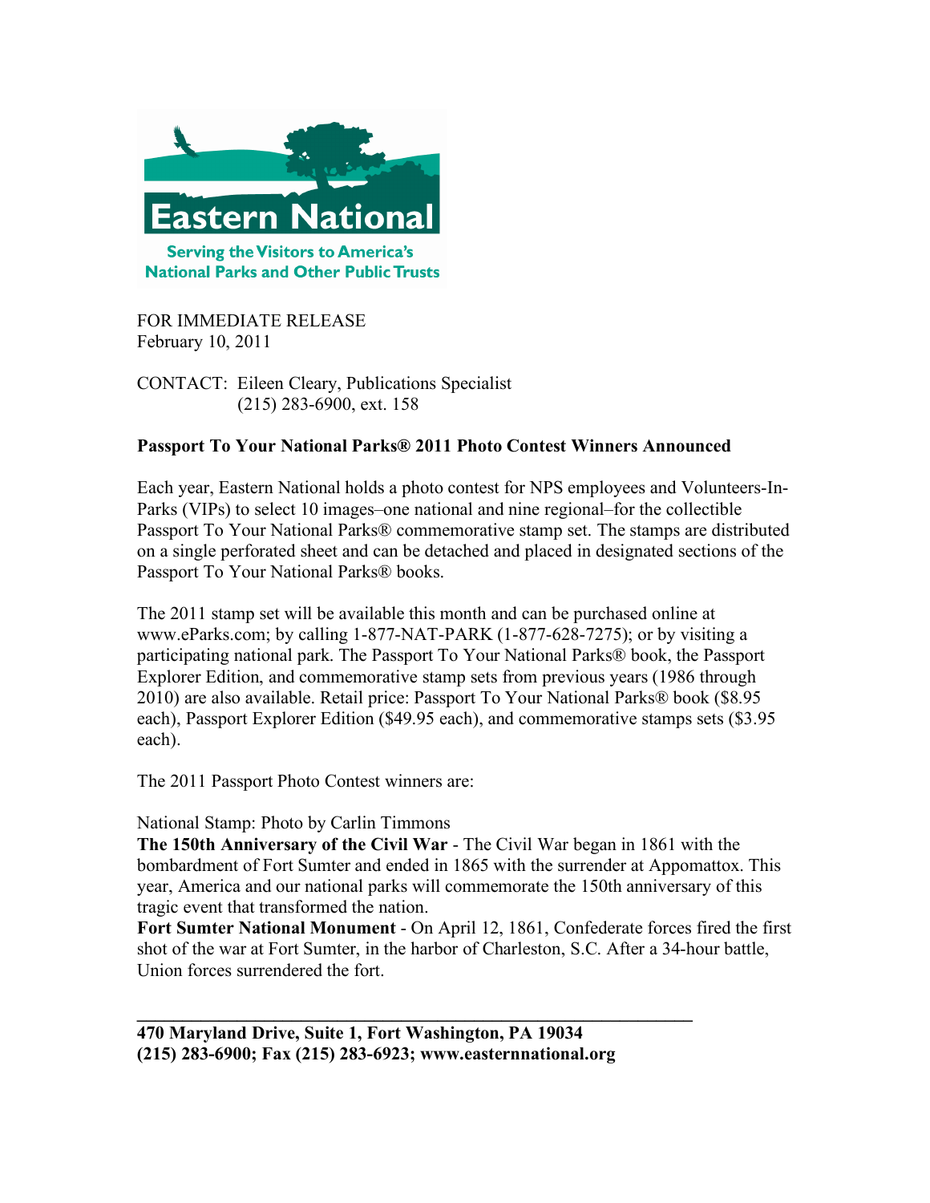Eastern National

Serving the Visitors to America's National Parks and Other Public Trusts

FOR IMMEDIATE RELEASE
February 10, 2011

CONTACT: Eileen Cleary, Publications Specialist
(215) 283-6900, ext. 158

**Passport To Your National Parks® 2011 Photo Contest Winners Announced**

Each year, Eastern National holds a photo contest for NPS employees and Volunteers-In-Parks (VIPs) to select 10 images–one national and nine regional–for the collectible Passport To Your National Parks® commemorative stamp set. The stamps are distributed on a single perforated sheet and can be detached and placed in designated sections of the Passport To Your National Parks® books.

The 2011 stamp set will be available this month and can be purchased online at www.eParks.com; by calling 1-877-NAT-PARK (1-877-628-7275); or by visiting a participating national park. The Passport To Your National Parks® book, the Passport Explorer Edition, and commemorative stamp sets from previous years (1986 through 2010) are also available. Retail price: Passport To Your National Parks® book ($8.95 each), Passport Explorer Edition ($49.95 each), and commemorative stamps sets ($3.95 each).

The 2011 Passport Photo Contest winners are:

National Stamp: Photo by Carlin Timmons
**The 150th Anniversary of the Civil War** - The Civil War began in 1861 with the bombardment of Fort Sumter and ended in 1865 with the surrender at Appomattox. This year, America and our national parks will commemorate the 150th anniversary of this tragic event that transformed the nation.
**Fort Sumter National Monument** - On April 12, 1861, Confederate forces fired the first shot of the war at Fort Sumter, in the harbor of Charleston, S.C. After a 34-hour battle, Union forces surrendered the fort.

---

**470 Maryland Drive, Suite 1, Fort Washington, PA 19034**
**(215) 283-6900; Fax (215) 283-6923; www.easternnational.org**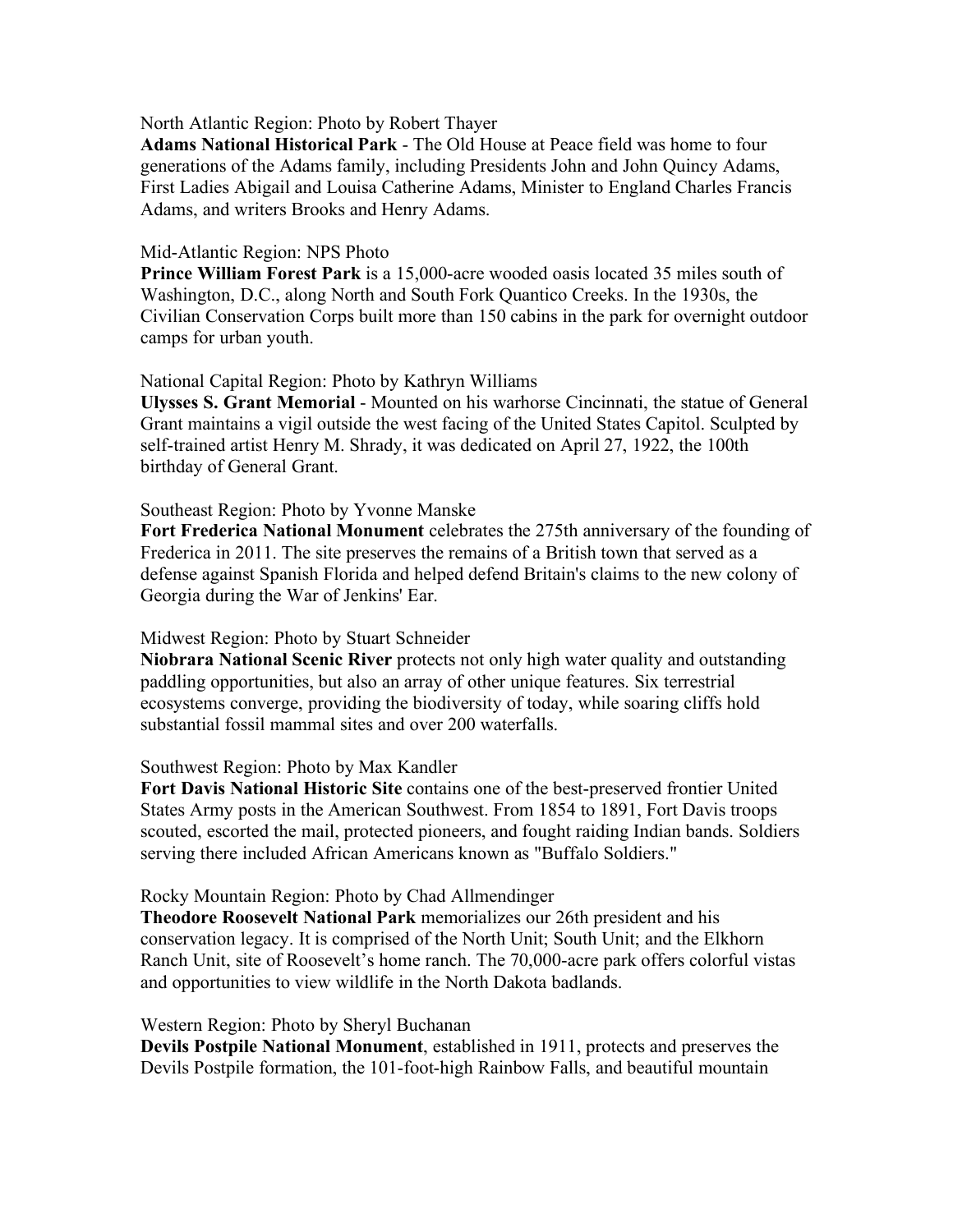North Atlantic Region: Photo by Robert Thayer

**Adams National Historical Park** - The Old House at Peace field was home to four generations of the Adams family, including Presidents John and John Quincy Adams, First Ladies Abigail and Louisa Catherine Adams, Minister to England Charles Francis Adams, and writers Brooks and Henry Adams.

Mid-Atlantic Region: NPS Photo

**Prince William Forest Park** is a 15,000-acre wooded oasis located 35 miles south of Washington, D.C., along North and South Fork Quantico Creeks. In the 1930s, the Civilian Conservation Corps built more than 150 cabins in the park for overnight outdoor camps for urban youth.

National Capital Region: Photo by Kathryn Williams

**Ulysses S. Grant Memorial** - Mounted on his warhorse Cincinnati, the statue of General Grant maintains a vigil outside the west facing of the United States Capitol. Sculpted by self-trained artist Henry M. Shrady, it was dedicated on April 27, 1922, the 100th birthday of General Grant.

Southeast Region: Photo by Yvonne Manske

**Fort Frederica National Monument** celebrates the 275th anniversary of the founding of Frederica in 2011. The site preserves the remains of a British town that served as a defense against Spanish Florida and helped defend Britain's claims to the new colony of Georgia during the War of Jenkins' Ear.

Midwest Region: Photo by Stuart Schneider

**Niobrara National Scenic River** protects not only high water quality and outstanding paddling opportunities, but also an array of other unique features. Six terrestrial ecosystems converge, providing the biodiversity of today, while soaring cliffs hold substantial fossil mammal sites and over 200 waterfalls.

Southwest Region: Photo by Max Kandler

**Fort Davis National Historic Site** contains one of the best-preserved frontier United States Army posts in the American Southwest. From 1854 to 1891, Fort Davis troops scouted, escorted the mail, protected pioneers, and fought raiding Indian bands. Soldiers serving there included African Americans known as "Buffalo Soldiers."

Rocky Mountain Region: Photo by Chad Allmendinger

**Theodore Roosevelt National Park** memorializes our 26th president and his conservation legacy. It is comprised of the North Unit; South Unit; and the Elkhorn Ranch Unit, site of Roosevelt's home ranch. The 70,000-acre park offers colorful vistas and opportunities to view wildlife in the North Dakota badlands.

Western Region: Photo by Sheryl Buchanan

**Devils Postpile National Monument**, established in 1911, protects and preserves the Devils Postpile formation, the 101-foot-high Rainbow Falls, and beautiful mountain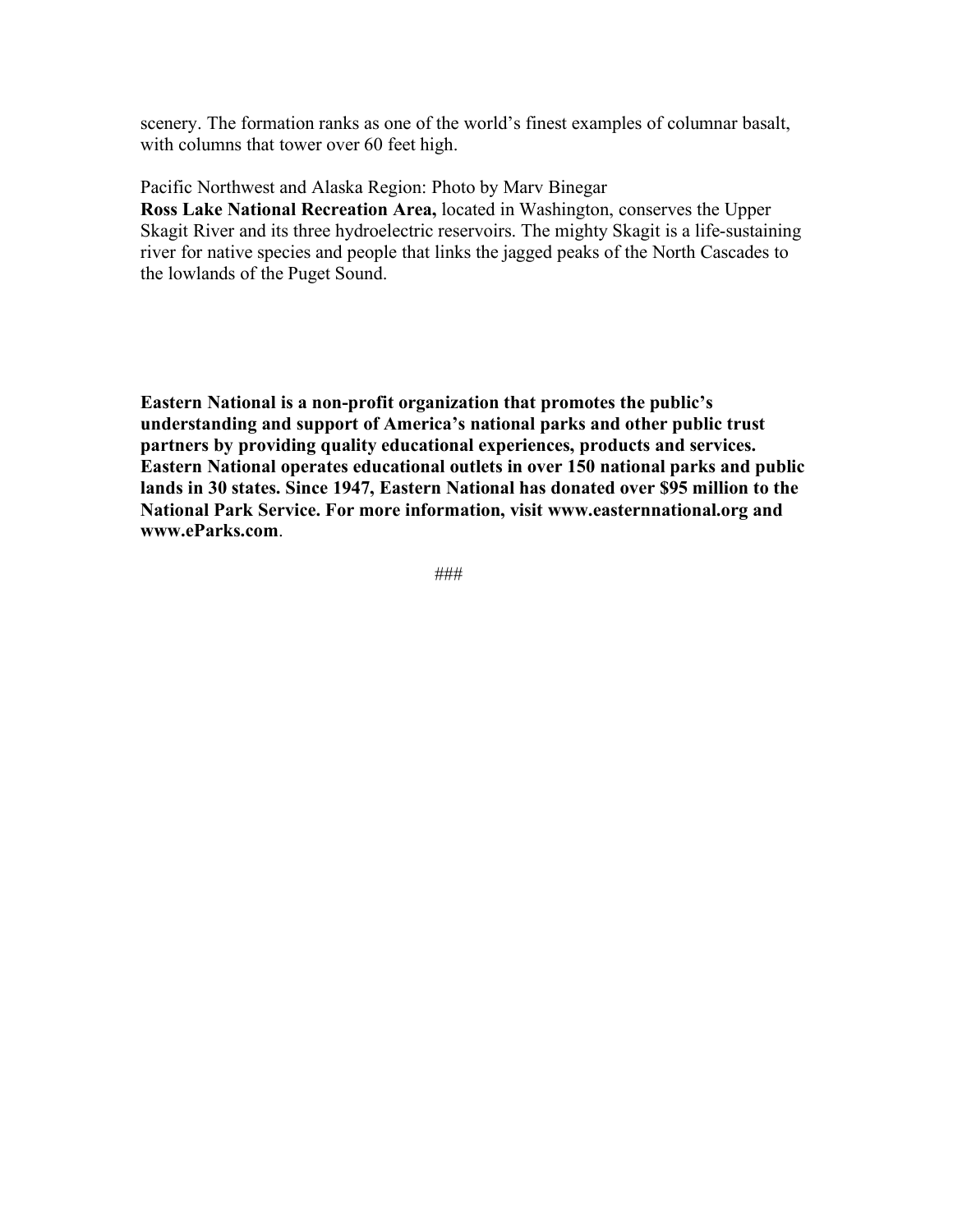scenery. The formation ranks as one of the world's finest examples of columnar basalt, with columns that tower over 60 feet high.

Pacific Northwest and Alaska Region: Photo by Marv Binegar
**Ross Lake National Recreation Area,** located in Washington, conserves the Upper Skagit River and its three hydroelectric reservoirs. The mighty Skagit is a life-sustaining river for native species and people that links the jagged peaks of the North Cascades to the lowlands of the Puget Sound.

**Eastern National is a non-profit organization that promotes the public's understanding and support of America's national parks and other public trust partners by providing quality educational experiences, products and services. Eastern National operates educational outlets in over 150 national parks and public lands in 30 states. Since 1947, Eastern National has donated over $95 million to the National Park Service. For more information, visit www.easternnational.org and www.eParks.com**.

###